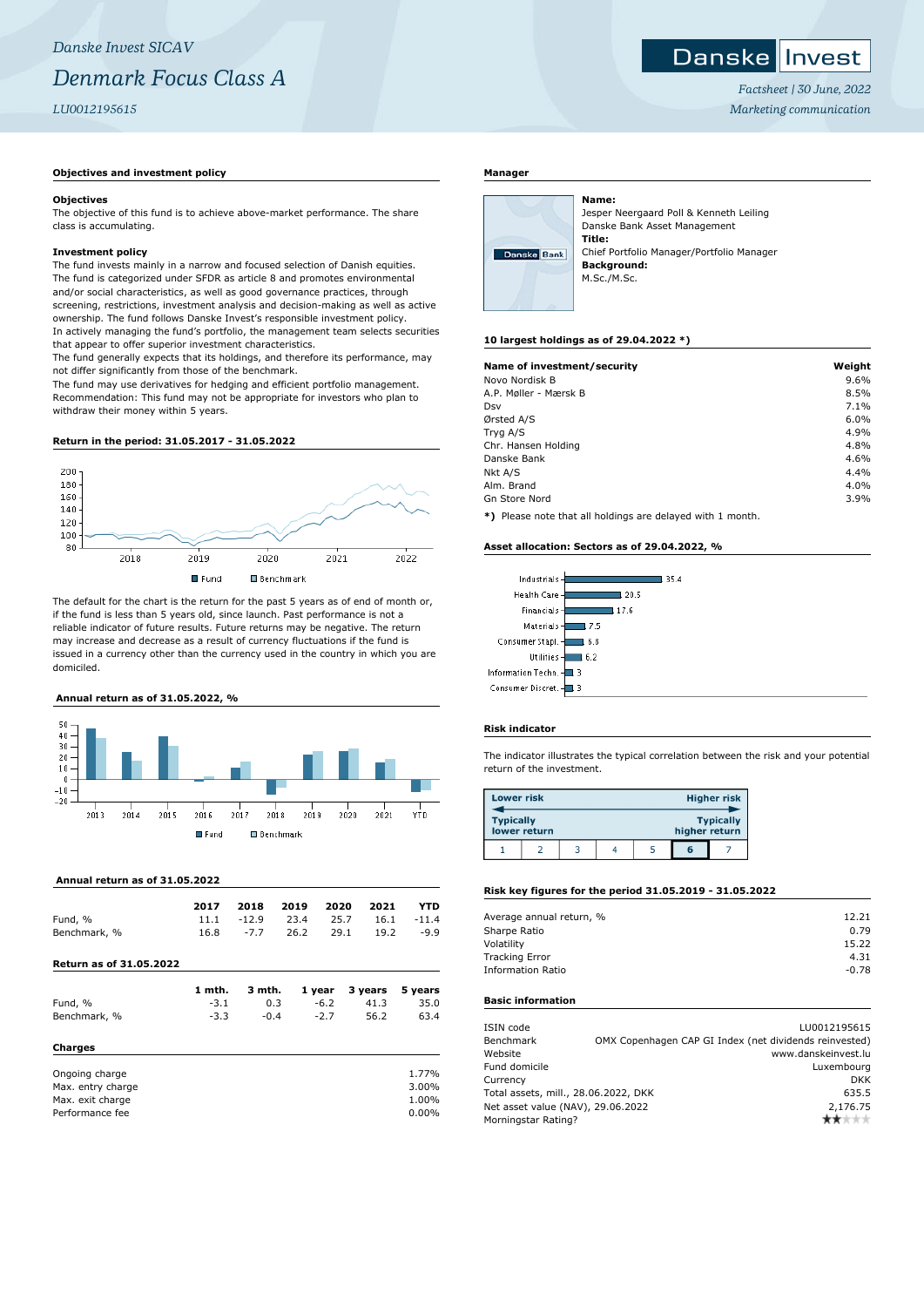*Danske Invest SICAV*

# *Denmark Focus Class A*

*LU0012195615*

Danske Invest

*Factsheet | 30 June, 2022*

*Marketing communication*

## Objectives and investment policy

### Objectives

The objective of this fund is to achieve above-market performance. The share class is accumulating.

### Investment policy

The fund invests mainly in a narrow and focused selection of Danish equities. The fund is categorized under SFDR as article 8 and promotes environmental and/or social characteristics, as well as good governance practices, through screening, restrictions, investment analysis and decision-making as well as active ownership. The fund follows Danske Invest's responsible investment policy.
In actively managing the fund's portfolio, the management team selects securities that appear to offer superior investment characteristics.
The fund generally expects that its holdings, and therefore its performance, may not differ significantly from those of the benchmark.
The fund may use derivatives for hedging and efficient portfolio management.
Recommendation: This fund may not be appropriate for investors who plan to withdraw their money within 5 years.

## Return in the period: 31.05.2017 - 31.05.2022

Fund | Benchmark

The default for the chart is the return for the past 5 years as of end of month or, if the fund is less than 5 years old, since launch. Past performance is not a reliable indicator of future results. Future returns may be negative. The return may increase and decrease as a result of currency fluctuations if the fund is issued in a currency other than the currency used in the country in which you are domiciled.

## Annual return as of 31.05.2022, %

Fund | Benchmark

## Annual return as of 31.05.2022

| | 2017 | 2018 | 2019 | 2020 | 2021 | YTD |
|---|---|---|---|---|---|---|
| Fund, % | 11.1 | -12.9 | 23.4 | 25.7 | 16.1 | -11.4 |
| Benchmark, % | 16.8 | -7.7 | 26.2 | 29.1 | 19.2 | -9.9 |

## Return as of 31.05.2022

| | 1 mth. | 3 mth. | 1 year | 3 years | 5 years |
|---|---|---|---|---|---|
| Fund, % | -3.1 | 0.3 | -6.2 | 41.3 | 35.0 |
| Benchmark, % | -3.3 | -0.4 | -2.7 | 56.2 | 63.4 |

## Charges

| | |
|---|---|
| Ongoing charge | 1.77% |
| Max. entry charge | 3.00% |
| Max. exit charge | 1.00% |
| Performance fee | 0.00% |

## Manager

**Name:**
Jesper Neergaard Poll & Kenneth Leiling
Danske Bank Asset Management
**Title:**
Chief Portfolio Manager/Portfolio Manager
**Background:**
M.Sc./M.Sc.

## 10 largest holdings as of 29.04.2022 *)

| Name of investment/security | Weight |
|---|---|
| Novo Nordisk B | 9.6% |
| A.P. Møller - Mærsk B | 8.5% |
| Dsv | 7.1% |
| Ørsted A/S | 6.0% |
| Tryg A/S | 4.9% |
| Chr. Hansen Holding | 4.8% |
| Danske Bank | 4.6% |
| Nkt A/S | 4.4% |
| Alm. Brand | 4.0% |
| Gn Store Nord | 3.9% |

**\*)** Please note that all holdings are delayed with 1 month.

## Asset allocation: Sectors as of 29.04.2022, %

| Sector | % |
|---|---|
| Industrials | 35.4 |
| Health Care | 20.5 |
| Financials | 17.6 |
| Materials | 7.5 |
| Consumer Stapl. | 6.8 |
| Utilities | 6.2 |
| Information Techn. | 3 |
| Consumer Discret. | 3 |

## Risk indicator

The indicator illustrates the typical correlation between the risk and your potential return of the investment.

Lower risk — Higher risk
Typically lower return — Typically higher return

| 1 | 2 | 3 | 4 | 5 | **6** | 7 |
|---|---|---|---|---|---|---|

## Risk key figures for the period 31.05.2019 - 31.05.2022

| | |
|---|---|
| Average annual return, % | 12.21 |
| Sharpe Ratio | 0.79 |
| Volatility | 15.22 |
| Tracking Error | 4.31 |
| Information Ratio | -0.78 |

## Basic information

| | |
|---|---|
| ISIN code | LU0012195615 |
| Benchmark | OMX Copenhagen CAP GI Index (net dividends reinvested) |
| Website | www.danskeinvest.lu |
| Fund domicile | Luxembourg |
| Currency | DKK |
| Total assets, mill., 28.06.2022, DKK | 635.5 |
| Net asset value (NAV), 29.06.2022 | 2,176.75 |
| Morningstar Rating? | ★★☆☆☆ |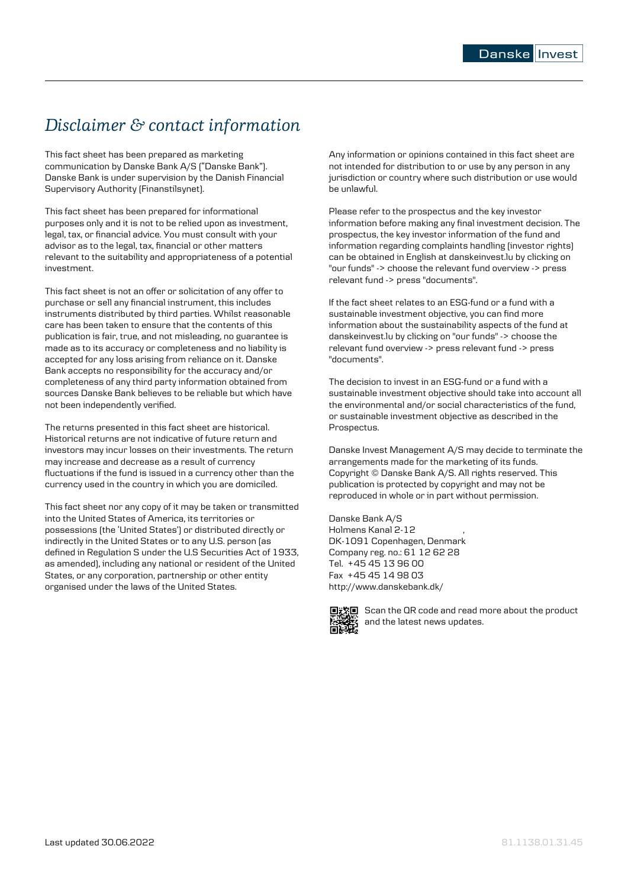## *Disclaimer & contact information*

This fact sheet has been prepared as marketing communication by Danske Bank A/S ("Danske Bank"). Danske Bank is under supervision by the Danish Financial Supervisory Authority (Finanstilsynet).

This fact sheet has been prepared for informational purposes only and it is not to be relied upon as investment, legal, tax, or financial advice. You must consult with your advisor as to the legal, tax, financial or other matters relevant to the suitability and appropriateness of a potential investment.

This fact sheet is not an offer or solicitation of any offer to purchase or sell any financial instrument, this includes instruments distributed by third parties. Whilst reasonable care has been taken to ensure that the contents of this publication is fair, true, and not misleading, no guarantee is made as to its accuracy or completeness and no liability is accepted for any loss arising from reliance on it. Danske Bank accepts no responsibility for the accuracy and/or completeness of any third party information obtained from sources Danske Bank believes to be reliable but which have not been independently verified.

The returns presented in this fact sheet are historical. Historical returns are not indicative of future return and investors may incur losses on their investments. The return may increase and decrease as a result of currency fluctuations if the fund is issued in a currency other than the currency used in the country in which you are domiciled.

This fact sheet nor any copy of it may be taken or transmitted into the United States of America, its territories or possessions (the 'United States') or distributed directly or indirectly in the United States or to any U.S. person (as defined in Regulation S under the U.S Securities Act of 1933, as amended), including any national or resident of the United States, or any corporation, partnership or other entity organised under the laws of the United States.

Any information or opinions contained in this fact sheet are not intended for distribution to or use by any person in any jurisdiction or country where such distribution or use would be unlawful.

Please refer to the prospectus and the key investor information before making any final investment decision. The prospectus, the key investor information of the fund and information regarding complaints handling (investor rights) can be obtained in English at danskeinvest.lu by clicking on "our funds" -> choose the relevant fund overview -> press relevant fund -> press "documents".

If the fact sheet relates to an ESG-fund or a fund with a sustainable investment objective, you can find more information about the sustainability aspects of the fund at danskeinvest.lu by clicking on "our funds" -> choose the relevant fund overview -> press relevant fund -> press "documents".

The decision to invest in an ESG-fund or a fund with a sustainable investment objective should take into account all the environmental and/or social characteristics of the fund, or sustainable investment objective as described in the Prospectus.

Danske Invest Management A/S may decide to terminate the arrangements made for the marketing of its funds. Copyright © Danske Bank A/S. All rights reserved. This publication is protected by copyright and may not be reproduced in whole or in part without permission.

Danske Bank A/S
Holmens Kanal 2-12 ,
DK-1091 Copenhagen, Denmark
Company reg. no.: 61 12 62 28
Tel. +45 45 13 96 00
Fax +45 45 14 98 03
http://www.danskebank.dk/

Scan the QR code and read more about the product and the latest news updates.

Last updated 30.06.2022

81.1138.01.31.45